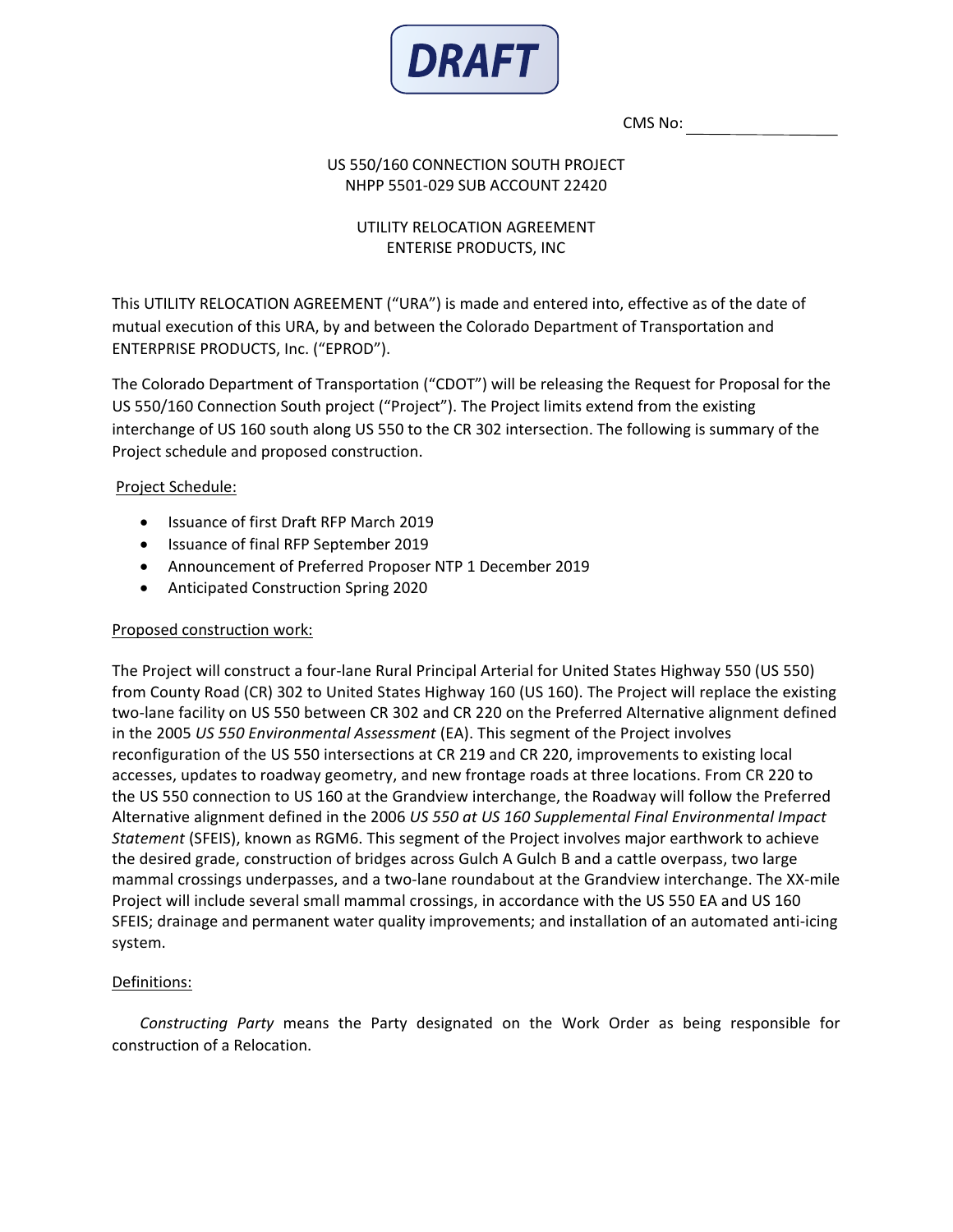**DRAFT**

CMS No: \_\_\_\_\_\_\_\_\_\_\_\_

US 550/160 CONNECTION SOUTH PROJECT
NHPP 5501-029 SUB ACCOUNT 22420

UTILITY RELOCATION AGREEMENT
ENTERISE PRODUCTS, INC

This UTILITY RELOCATION AGREEMENT ("URA") is made and entered into, effective as of the date of mutual execution of this URA, by and between the Colorado Department of Transportation and ENTERPRISE PRODUCTS, Inc. ("EPROD").

The Colorado Department of Transportation ("CDOT") will be releasing the Request for Proposal for the US 550/160 Connection South project ("Project"). The Project limits extend from the existing interchange of US 160 south along US 550 to the CR 302 intersection. The following is summary of the Project schedule and proposed construction.

Project Schedule:

- Issuance of first Draft RFP March 2019
- Issuance of final RFP September 2019
- Announcement of Preferred Proposer NTP 1 December 2019
- Anticipated Construction Spring 2020

Proposed construction work:

The Project will construct a four-lane Rural Principal Arterial for United States Highway 550 (US 550) from County Road (CR) 302 to United States Highway 160 (US 160). The Project will replace the existing two-lane facility on US 550 between CR 302 and CR 220 on the Preferred Alternative alignment defined in the 2005 *US 550 Environmental Assessment* (EA). This segment of the Project involves reconfiguration of the US 550 intersections at CR 219 and CR 220, improvements to existing local accesses, updates to roadway geometry, and new frontage roads at three locations. From CR 220 to the US 550 connection to US 160 at the Grandview interchange, the Roadway will follow the Preferred Alternative alignment defined in the 2006 *US 550 at US 160 Supplemental Final Environmental Impact Statement* (SFEIS), known as RGM6. This segment of the Project involves major earthwork to achieve the desired grade, construction of bridges across Gulch A Gulch B and a cattle overpass, two large mammal crossings underpasses, and a two-lane roundabout at the Grandview interchange. The XX-mile Project will include several small mammal crossings, in accordance with the US 550 EA and US 160 SFEIS; drainage and permanent water quality improvements; and installation of an automated anti-icing system.

Definitions:

*Constructing Party* means the Party designated on the Work Order as being responsible for construction of a Relocation.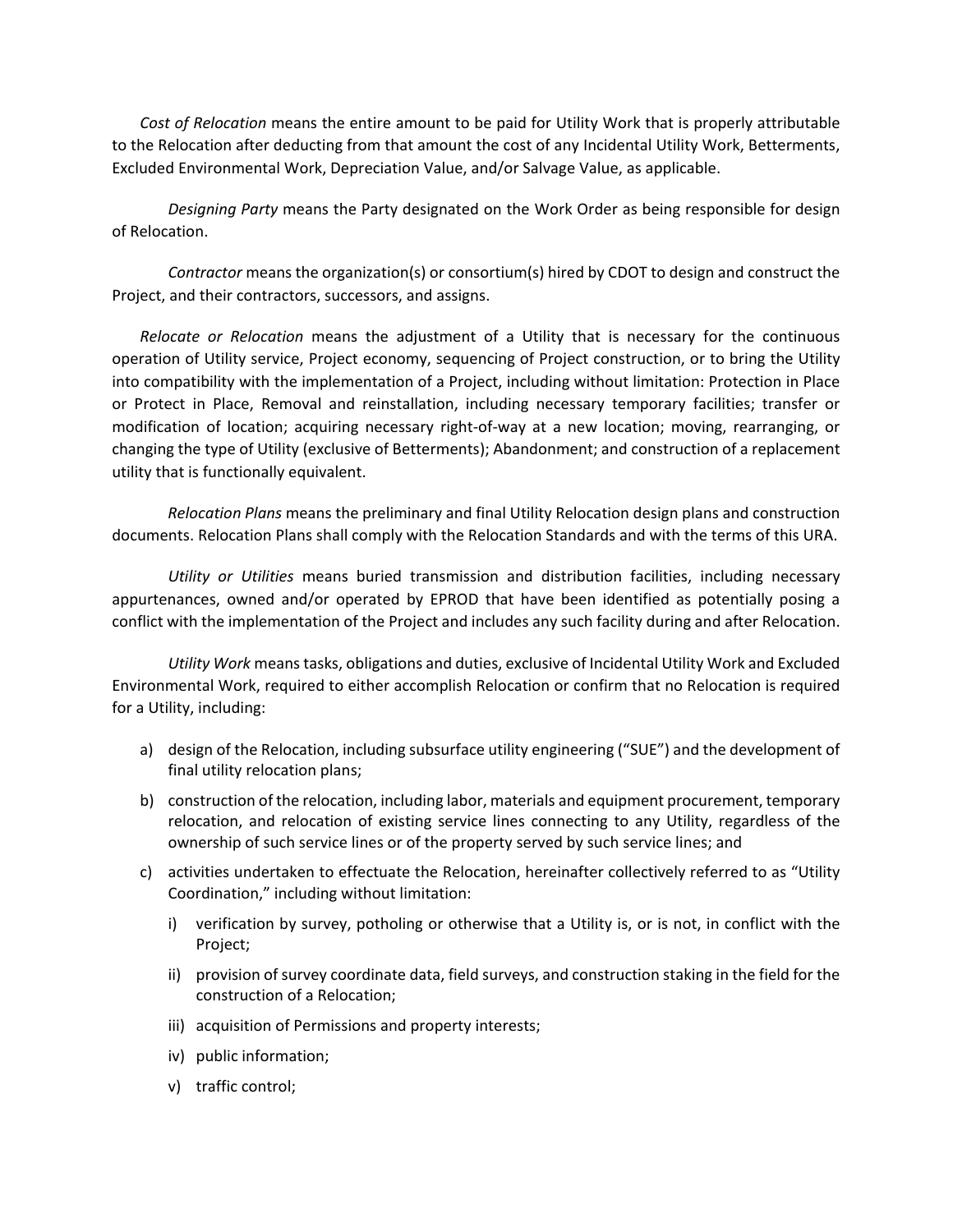*Cost of Relocation* means the entire amount to be paid for Utility Work that is properly attributable to the Relocation after deducting from that amount the cost of any Incidental Utility Work, Betterments, Excluded Environmental Work, Depreciation Value, and/or Salvage Value, as applicable.

*Designing Party* means the Party designated on the Work Order as being responsible for design of Relocation.

*Contractor* means the organization(s) or consortium(s) hired by CDOT to design and construct the Project, and their contractors, successors, and assigns.

*Relocate or Relocation* means the adjustment of a Utility that is necessary for the continuous operation of Utility service, Project economy, sequencing of Project construction, or to bring the Utility into compatibility with the implementation of a Project, including without limitation: Protection in Place or Protect in Place, Removal and reinstallation, including necessary temporary facilities; transfer or modification of location; acquiring necessary right-of-way at a new location; moving, rearranging, or changing the type of Utility (exclusive of Betterments); Abandonment; and construction of a replacement utility that is functionally equivalent.

*Relocation Plans* means the preliminary and final Utility Relocation design plans and construction documents. Relocation Plans shall comply with the Relocation Standards and with the terms of this URA.

*Utility or Utilities* means buried transmission and distribution facilities, including necessary appurtenances, owned and/or operated by EPROD that have been identified as potentially posing a conflict with the implementation of the Project and includes any such facility during and after Relocation.

*Utility Work* means tasks, obligations and duties, exclusive of Incidental Utility Work and Excluded Environmental Work, required to either accomplish Relocation or confirm that no Relocation is required for a Utility, including:

a) design of the Relocation, including subsurface utility engineering ("SUE") and the development of final utility relocation plans;
b) construction of the relocation, including labor, materials and equipment procurement, temporary relocation, and relocation of existing service lines connecting to any Utility, regardless of the ownership of such service lines or of the property served by such service lines; and
c) activities undertaken to effectuate the Relocation, hereinafter collectively referred to as "Utility Coordination," including without limitation:
   i) verification by survey, potholing or otherwise that a Utility is, or is not, in conflict with the Project;
   ii) provision of survey coordinate data, field surveys, and construction staking in the field for the construction of a Relocation;
   iii) acquisition of Permissions and property interests;
   iv) public information;
   v) traffic control;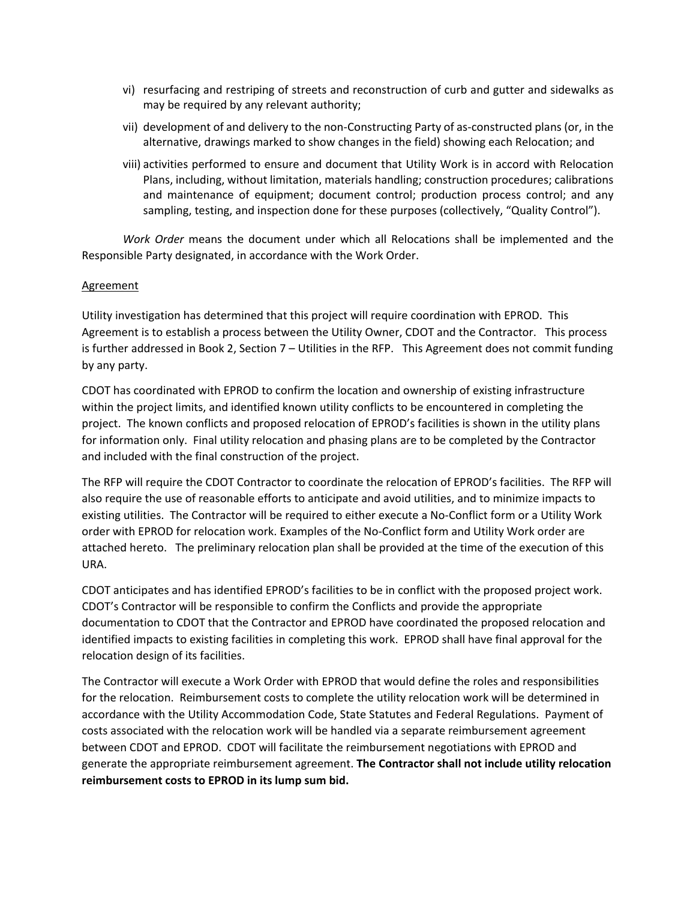vi) resurfacing and restriping of streets and reconstruction of curb and gutter and sidewalks as may be required by any relevant authority;

vii) development of and delivery to the non-Constructing Party of as-constructed plans (or, in the alternative, drawings marked to show changes in the field) showing each Relocation; and

viii) activities performed to ensure and document that Utility Work is in accord with Relocation Plans, including, without limitation, materials handling; construction procedures; calibrations and maintenance of equipment; document control; production process control; and any sampling, testing, and inspection done for these purposes (collectively, "Quality Control").

*Work Order* means the document under which all Relocations shall be implemented and the Responsible Party designated, in accordance with the Work Order.

<u>Agreement</u>

Utility investigation has determined that this project will require coordination with EPROD. This Agreement is to establish a process between the Utility Owner, CDOT and the Contractor. This process is further addressed in Book 2, Section 7 – Utilities in the RFP. This Agreement does not commit funding by any party.

CDOT has coordinated with EPROD to confirm the location and ownership of existing infrastructure within the project limits, and identified known utility conflicts to be encountered in completing the project. The known conflicts and proposed relocation of EPROD's facilities is shown in the utility plans for information only. Final utility relocation and phasing plans are to be completed by the Contractor and included with the final construction of the project.

The RFP will require the CDOT Contractor to coordinate the relocation of EPROD's facilities. The RFP will also require the use of reasonable efforts to anticipate and avoid utilities, and to minimize impacts to existing utilities. The Contractor will be required to either execute a No-Conflict form or a Utility Work order with EPROD for relocation work. Examples of the No-Conflict form and Utility Work order are attached hereto. The preliminary relocation plan shall be provided at the time of the execution of this URA.

CDOT anticipates and has identified EPROD's facilities to be in conflict with the proposed project work. CDOT's Contractor will be responsible to confirm the Conflicts and provide the appropriate documentation to CDOT that the Contractor and EPROD have coordinated the proposed relocation and identified impacts to existing facilities in completing this work. EPROD shall have final approval for the relocation design of its facilities.

The Contractor will execute a Work Order with EPROD that would define the roles and responsibilities for the relocation. Reimbursement costs to complete the utility relocation work will be determined in accordance with the Utility Accommodation Code, State Statutes and Federal Regulations. Payment of costs associated with the relocation work will be handled via a separate reimbursement agreement between CDOT and EPROD. CDOT will facilitate the reimbursement negotiations with EPROD and generate the appropriate reimbursement agreement. **The Contractor shall not include utility relocation reimbursement costs to EPROD in its lump sum bid.**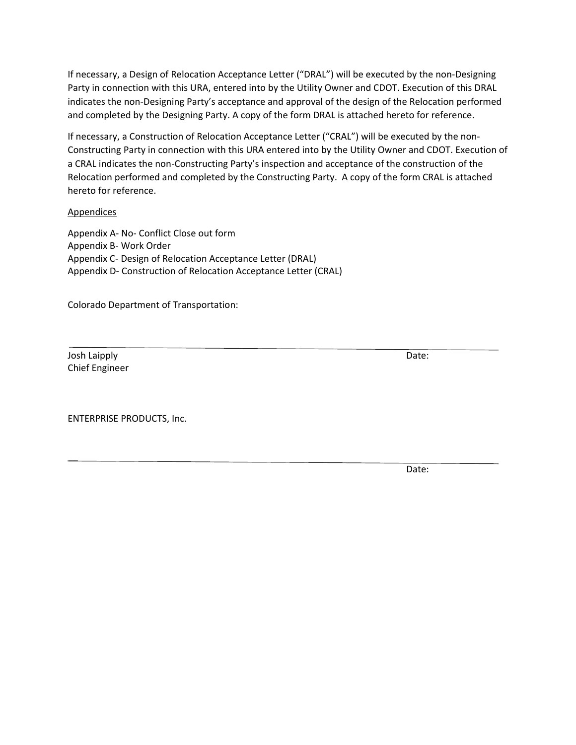If necessary, a Design of Relocation Acceptance Letter ("DRAL") will be executed by the non-Designing Party in connection with this URA, entered into by the Utility Owner and CDOT. Execution of this DRAL indicates the non-Designing Party's acceptance and approval of the design of the Relocation performed and completed by the Designing Party. A copy of the form DRAL is attached hereto for reference.

If necessary, a Construction of Relocation Acceptance Letter ("CRAL") will be executed by the non-Constructing Party in connection with this URA entered into by the Utility Owner and CDOT. Execution of a CRAL indicates the non-Constructing Party's inspection and acceptance of the construction of the Relocation performed and completed by the Constructing Party. A copy of the form CRAL is attached hereto for reference.

<u>Appendices</u>

Appendix A- No- Conflict Close out form
Appendix B- Work Order
Appendix C- Design of Relocation Acceptance Letter (DRAL)
Appendix D- Construction of Relocation Acceptance Letter (CRAL)

Colorado Department of Transportation:

\_\_\_\_\_\_\_\_\_\_\_\_\_\_\_\_\_\_\_\_\_\_\_\_\_\_\_\_\_\_\_\_\_\_\_\_\_\_\_\_\_\_\_\_\_\_\_\_\_\_\_\_\_\_\_\_\_\_\_\_\_\_

Josh Laipply                                                                                                    Date:
Chief Engineer

ENTERPRISE PRODUCTS, Inc.

\_\_\_\_\_\_\_\_\_\_\_\_\_\_\_\_\_\_\_\_\_\_\_\_\_\_\_\_\_\_\_\_\_\_\_\_\_\_\_\_\_\_\_\_\_\_\_\_\_\_\_\_\_\_\_\_\_\_\_\_\_\_

Date: